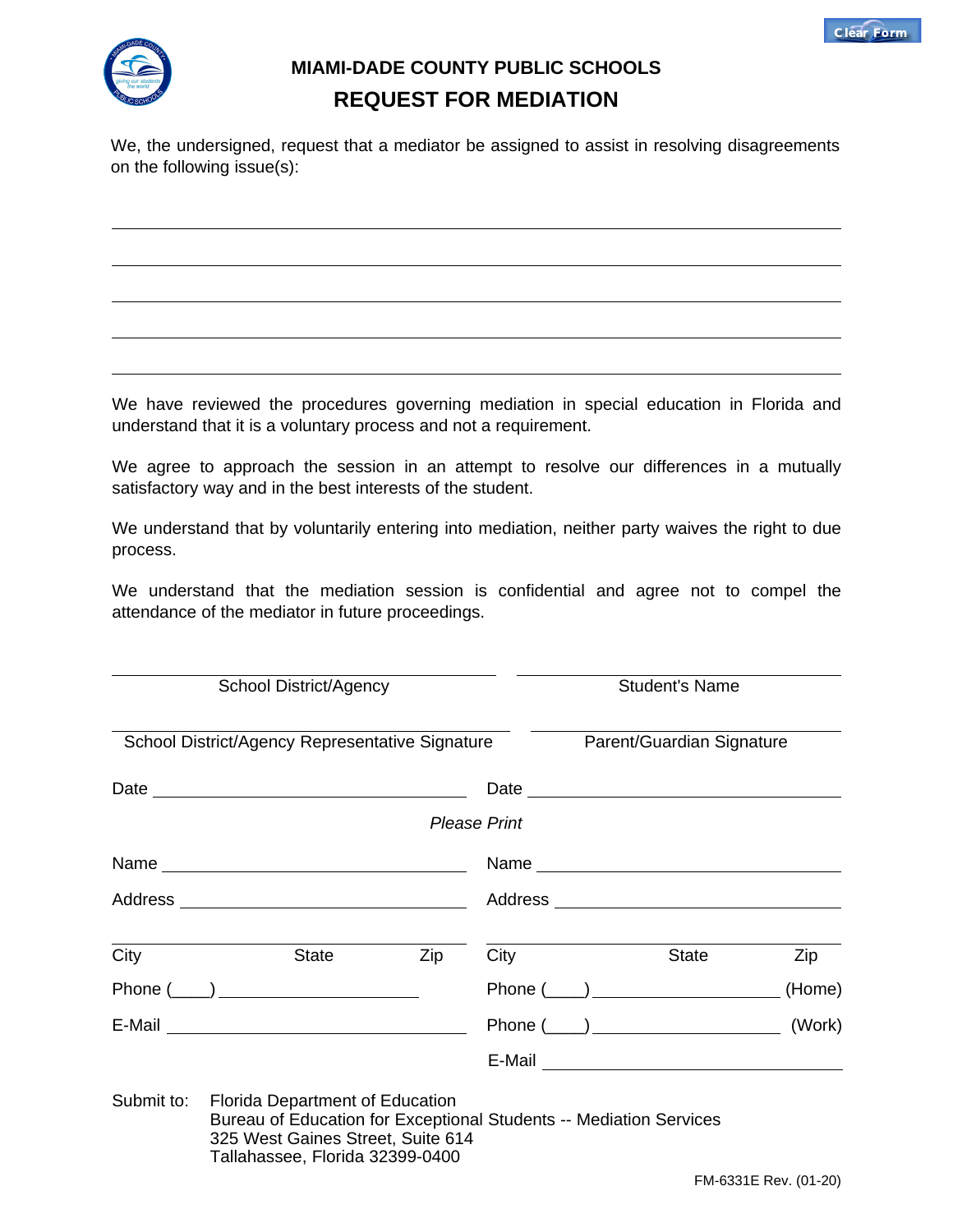# MIAMI-DADE COUNTY PUBLIC SCHOOLS

## REQUEST FOR MEDIATION

We, the undersigned, request that a mediator be assigned to assist in resolving disagreements on the following issue(s):

______________________________________________________________________________

______________________________________________________________________________

______________________________________________________________________________

______________________________________________________________________________

______________________________________________________________________________

We have reviewed the procedures governing mediation in special education in Florida and understand that it is a voluntary process and not a requirement.

We agree to approach the session in an attempt to resolve our differences in a mutually satisfactory way and in the best interests of the student.

We understand that by voluntarily entering into mediation, neither party waives the right to due process.

We understand that the mediation session is confidential and agree not to compel the attendance of the mediator in future proceedings.

| | |
|---|---|
| ______________________________ | ______________________________ |
| School District/Agency | Student's Name |
| ______________________________ | ______________________________ |
| School District/Agency Representative Signature | Parent/Guardian Signature |
| Date ______________________ | Date ______________________ |

*Please Print*

| | |
|---|---|
| Name ______________________ | Name ______________________ |
| Address ______________________ | Address ______________________ |
| ______________________________ | ______________________________ |
| City State Zip | City State Zip |
| Phone (____) ______________ | Phone (____) ______________ (Home) |
| E-Mail ______________________ | Phone (____) ______________ (Work) |
| | E-Mail ______________________ |

Submit to: Florida Department of Education
Bureau of Education for Exceptional Students -- Mediation Services
325 West Gaines Street, Suite 614
Tallahassee, Florida 32399-0400

FM-6331E Rev. (01-20)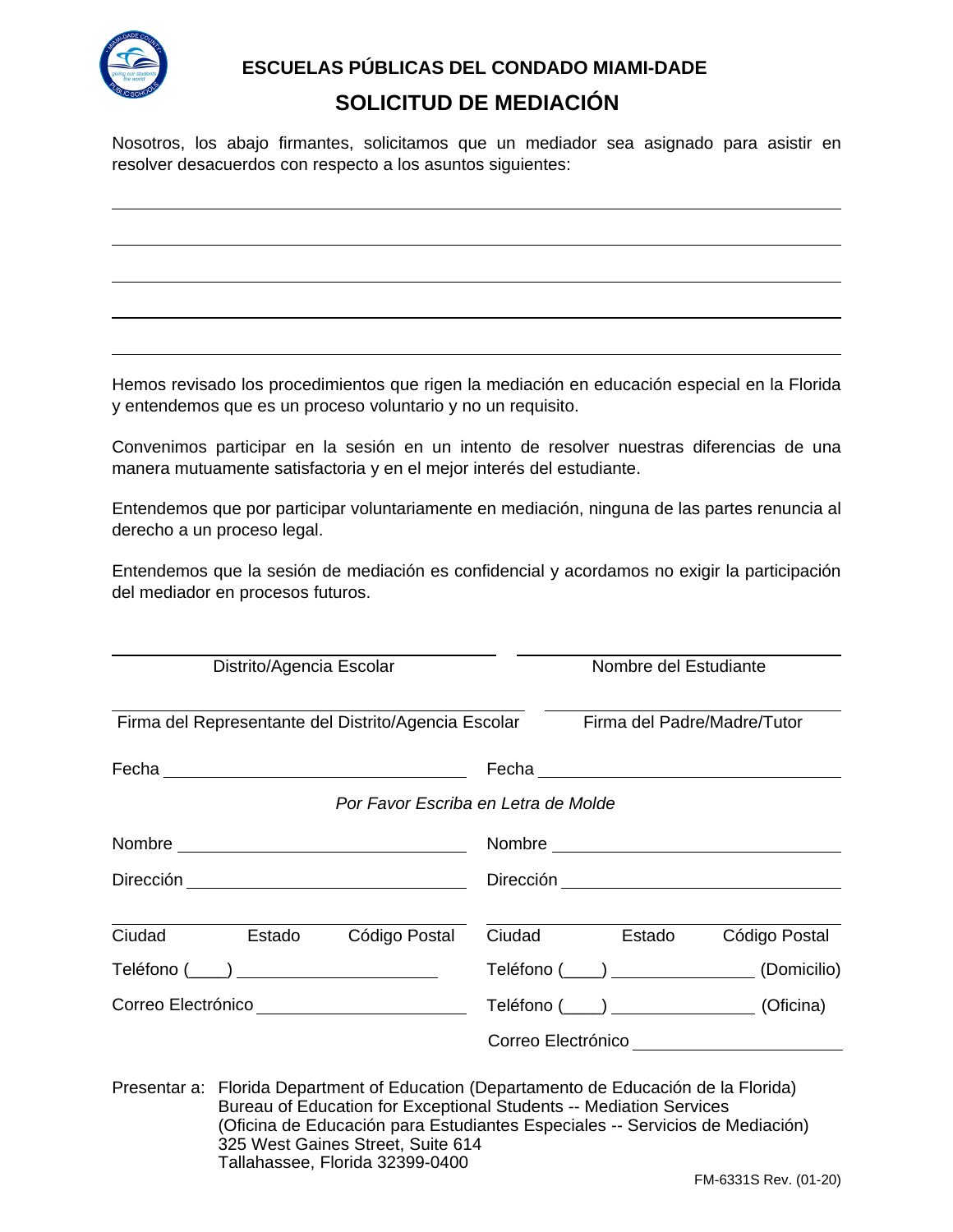**ESCUELAS PÚBLICAS DEL CONDADO MIAMI-DADE**

# SOLICITUD DE MEDIACIÓN

Nosotros, los abajo firmantes, solicitamos que un mediador sea asignado para asistir en resolver desacuerdos con respecto a los asuntos siguientes:

\_\_\_\_\_\_\_\_\_\_\_\_\_\_\_\_\_\_\_\_\_\_\_\_\_\_\_\_\_\_\_\_\_\_\_\_\_\_\_\_\_\_\_\_\_\_\_\_\_\_\_\_\_\_\_\_\_\_\_\_\_\_\_\_\_\_\_\_\_\_

\_\_\_\_\_\_\_\_\_\_\_\_\_\_\_\_\_\_\_\_\_\_\_\_\_\_\_\_\_\_\_\_\_\_\_\_\_\_\_\_\_\_\_\_\_\_\_\_\_\_\_\_\_\_\_\_\_\_\_\_\_\_\_\_\_\_\_\_\_\_

\_\_\_\_\_\_\_\_\_\_\_\_\_\_\_\_\_\_\_\_\_\_\_\_\_\_\_\_\_\_\_\_\_\_\_\_\_\_\_\_\_\_\_\_\_\_\_\_\_\_\_\_\_\_\_\_\_\_\_\_\_\_\_\_\_\_\_\_\_\_

\_\_\_\_\_\_\_\_\_\_\_\_\_\_\_\_\_\_\_\_\_\_\_\_\_\_\_\_\_\_\_\_\_\_\_\_\_\_\_\_\_\_\_\_\_\_\_\_\_\_\_\_\_\_\_\_\_\_\_\_\_\_\_\_\_\_\_\_\_\_

\_\_\_\_\_\_\_\_\_\_\_\_\_\_\_\_\_\_\_\_\_\_\_\_\_\_\_\_\_\_\_\_\_\_\_\_\_\_\_\_\_\_\_\_\_\_\_\_\_\_\_\_\_\_\_\_\_\_\_\_\_\_\_\_\_\_\_\_\_\_

Hemos revisado los procedimientos que rigen la mediación en educación especial en la Florida y entendemos que es un proceso voluntario y no un requisito.

Convenimos participar en la sesión en un intento de resolver nuestras diferencias de una manera mutuamente satisfactoria y en el mejor interés del estudiante.

Entendemos que por participar voluntariamente en mediación, ninguna de las partes renuncia al derecho a un proceso legal.

Entendemos que la sesión de mediación es confidencial y acordamos no exigir la participación del mediador en procesos futuros.

| | |
|---|---|
| \_\_\_\_\_\_\_\_\_\_\_\_\_\_\_\_\_\_\_\_\_\_\_\_\_\_\_\_ | \_\_\_\_\_\_\_\_\_\_\_\_\_\_\_\_\_\_\_\_\_\_\_\_\_\_\_\_ |
| Distrito/Agencia Escolar | Nombre del Estudiante |
| \_\_\_\_\_\_\_\_\_\_\_\_\_\_\_\_\_\_\_\_\_\_\_\_\_\_\_\_ | \_\_\_\_\_\_\_\_\_\_\_\_\_\_\_\_\_\_\_\_\_\_\_\_\_\_\_\_ |
| Firma del Representante del Distrito/Agencia Escolar | Firma del Padre/Madre/Tutor |
| Fecha \_\_\_\_\_\_\_\_\_\_\_\_\_\_\_\_\_\_\_\_\_\_\_\_ | Fecha \_\_\_\_\_\_\_\_\_\_\_\_\_\_\_\_\_\_\_\_\_\_\_\_ |

*Por Favor Escriba en Letra de Molde*

| | |
|---|---|
| Nombre \_\_\_\_\_\_\_\_\_\_\_\_\_\_\_\_\_\_\_\_\_\_\_\_ | Nombre \_\_\_\_\_\_\_\_\_\_\_\_\_\_\_\_\_\_\_\_\_\_\_\_ |
| Dirección \_\_\_\_\_\_\_\_\_\_\_\_\_\_\_\_\_\_\_\_\_\_\_\_ | Dirección \_\_\_\_\_\_\_\_\_\_\_\_\_\_\_\_\_\_\_\_\_\_\_\_ |
| \_\_\_\_\_\_\_\_\_\_\_\_\_\_\_\_\_\_\_\_\_\_\_\_\_\_\_\_ | \_\_\_\_\_\_\_\_\_\_\_\_\_\_\_\_\_\_\_\_\_\_\_\_\_\_\_\_ |
| Ciudad Estado Código Postal | Ciudad Estado Código Postal |
| Teléfono (\_\_\_\_) \_\_\_\_\_\_\_\_\_\_\_\_\_\_\_\_\_\_\_\_ | Teléfono (\_\_\_\_) \_\_\_\_\_\_\_\_\_\_\_\_\_\_\_\_ (Domicilio) |
| Correo Electrónico \_\_\_\_\_\_\_\_\_\_\_\_\_\_\_\_\_\_\_\_ | Teléfono (\_\_\_\_) \_\_\_\_\_\_\_\_\_\_\_\_\_\_\_\_ (Oficina) |
| | Correo Electrónico \_\_\_\_\_\_\_\_\_\_\_\_\_\_\_\_\_\_\_\_ |

Presentar a: Florida Department of Education (Departamento de Educación de la Florida)
Bureau of Education for Exceptional Students -- Mediation Services
(Oficina de Educación para Estudiantes Especiales -- Servicios de Mediación)
325 West Gaines Street, Suite 614
Tallahassee, Florida 32399-0400

FM-6331S Rev. (01-20)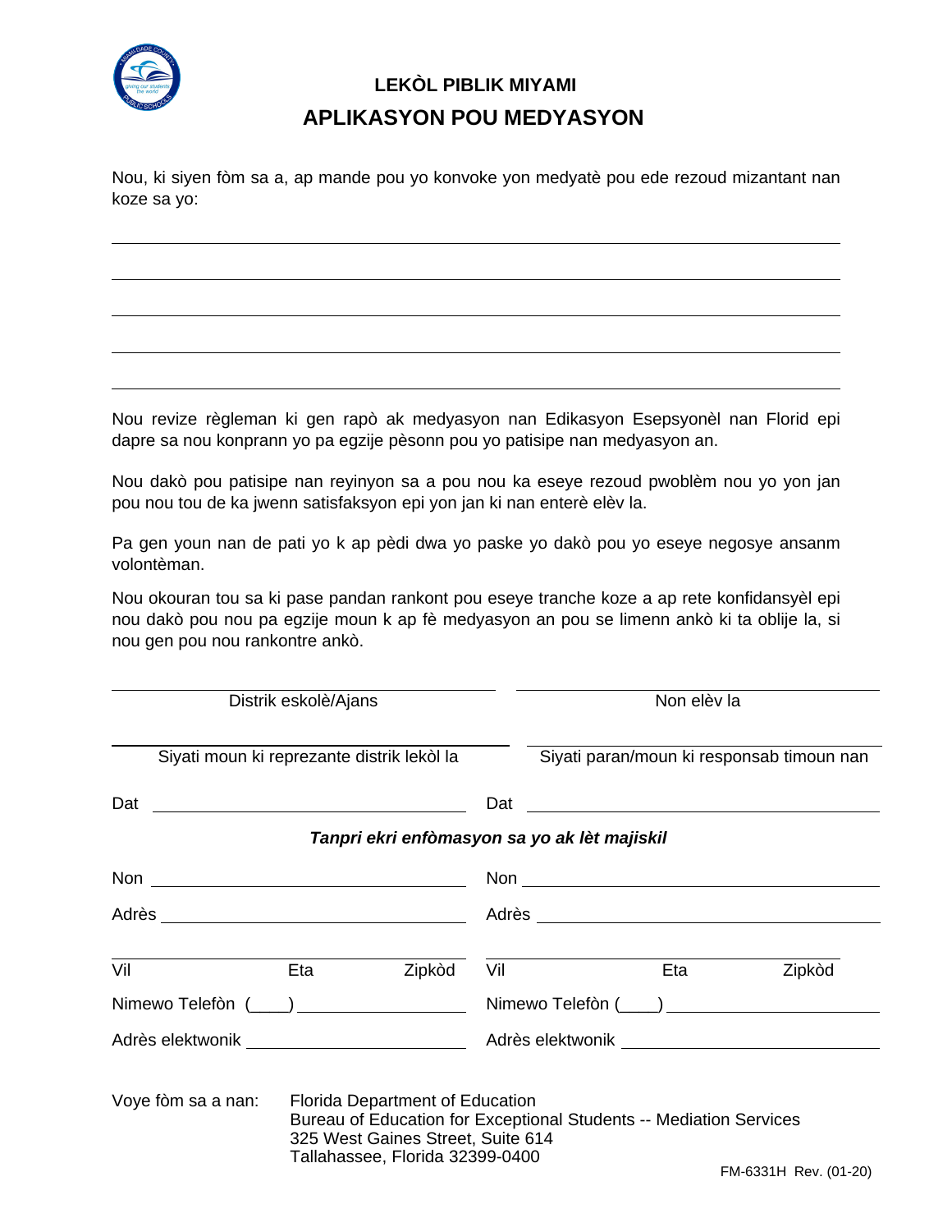**LEKÒL PIBLIK MIYAMI**

# APLIKASYON POU MEDYASYON

Nou, ki siyen fòm sa a, ap mande pou yo konvoke yon medyatè pou ede rezoud mizantant nan koze sa yo:

\_\_\_\_\_\_\_\_\_\_\_\_\_\_\_\_\_\_\_\_\_\_\_\_\_\_\_\_\_\_\_\_\_\_\_\_\_\_\_\_\_\_\_\_\_\_\_\_\_\_\_\_\_\_\_\_\_\_\_\_\_\_

\_\_\_\_\_\_\_\_\_\_\_\_\_\_\_\_\_\_\_\_\_\_\_\_\_\_\_\_\_\_\_\_\_\_\_\_\_\_\_\_\_\_\_\_\_\_\_\_\_\_\_\_\_\_\_\_\_\_\_\_\_\_

\_\_\_\_\_\_\_\_\_\_\_\_\_\_\_\_\_\_\_\_\_\_\_\_\_\_\_\_\_\_\_\_\_\_\_\_\_\_\_\_\_\_\_\_\_\_\_\_\_\_\_\_\_\_\_\_\_\_\_\_\_\_

\_\_\_\_\_\_\_\_\_\_\_\_\_\_\_\_\_\_\_\_\_\_\_\_\_\_\_\_\_\_\_\_\_\_\_\_\_\_\_\_\_\_\_\_\_\_\_\_\_\_\_\_\_\_\_\_\_\_\_\_\_\_

\_\_\_\_\_\_\_\_\_\_\_\_\_\_\_\_\_\_\_\_\_\_\_\_\_\_\_\_\_\_\_\_\_\_\_\_\_\_\_\_\_\_\_\_\_\_\_\_\_\_\_\_\_\_\_\_\_\_\_\_\_\_

Nou revize règleman ki gen rapò ak medyasyon nan Edikasyon Esepsyonèl nan Florid epi dapre sa nou konprann yo pa egzije pèsonn pou yo patisipe nan medyasyon an.

Nou dakò pou patisipe nan reyinyon sa a pou nou ka eseye rezoud pwoblèm nou yo yon jan pou nou tou de ka jwenn satisfaksyon epi yon jan ki nan enterè elèv la.

Pa gen youn nan de pati yo k ap pèdi dwa yo paske yo dakò pou yo eseye negosye ansanm volontèman.

Nou okouran tou sa ki pase pandan rankont pou eseye tranche koze a ap rete konfidansyèl epi nou dakò pou nou pa egzije moun k ap fè medyasyon an pou se limenn ankò ki ta oblije la, si nou gen pou nou rankontre ankò.

| | |
|---|---|
| \_\_\_\_\_\_\_\_\_\_\_\_\_\_\_\_\_\_\_\_<br>Distrik eskolè/Ajans | \_\_\_\_\_\_\_\_\_\_\_\_\_\_\_\_\_\_\_\_<br>Non elèv la |
| \_\_\_\_\_\_\_\_\_\_\_\_\_\_\_\_\_\_\_\_<br>Siyati moun ki reprezante distrik lekòl la | \_\_\_\_\_\_\_\_\_\_\_\_\_\_\_\_\_\_\_\_<br>Siyati paran/moun ki responsab timoun nan |
| Dat \_\_\_\_\_\_\_\_\_\_\_\_\_\_\_\_\_\_\_\_ | Dat \_\_\_\_\_\_\_\_\_\_\_\_\_\_\_\_\_\_\_\_ |

***Tanpri ekri enfòmasyon sa yo ak lèt majiskil***

| | |
|---|---|
| Non \_\_\_\_\_\_\_\_\_\_\_\_\_\_\_\_\_\_\_\_ | Non \_\_\_\_\_\_\_\_\_\_\_\_\_\_\_\_\_\_\_\_ |
| Adrès \_\_\_\_\_\_\_\_\_\_\_\_\_\_\_\_\_\_\_\_ | Adrès \_\_\_\_\_\_\_\_\_\_\_\_\_\_\_\_\_\_\_\_ |
| \_\_\_\_\_\_\_\_\_\_\_\_\_\_\_\_\_\_\_\_<br>Vil Eta Zipkòd | \_\_\_\_\_\_\_\_\_\_\_\_\_\_\_\_\_\_\_\_<br>Vil Eta Zipkòd |
| Nimewo Telefòn (\_\_\_\_) \_\_\_\_\_\_\_\_\_\_\_\_\_\_ | Nimewo Telefòn (\_\_\_\_) \_\_\_\_\_\_\_\_\_\_\_\_\_\_ |
| Adrès elektwonik \_\_\_\_\_\_\_\_\_\_\_\_\_\_\_\_\_\_\_\_ | Adrès elektwonik \_\_\_\_\_\_\_\_\_\_\_\_\_\_\_\_\_\_\_\_ |

Voye fòm sa a nan: Florida Department of Education
Bureau of Education for Exceptional Students -- Mediation Services
325 West Gaines Street, Suite 614
Tallahassee, Florida 32399-0400

FM-6331H Rev. (01-20)